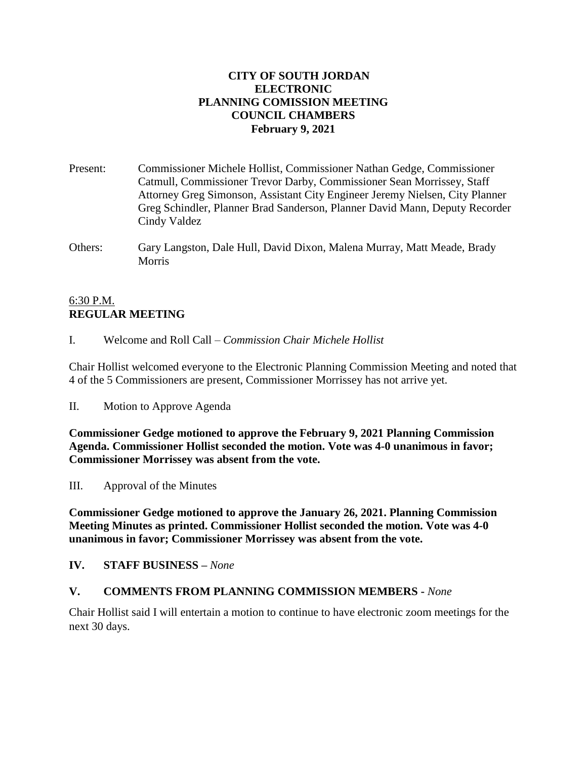**CITY OF SOUTH JORDAN**
**ELECTRONIC**
**PLANNING COMISSION MEETING**
**COUNCIL CHAMBERS**
**February 9, 2021**

Present: Commissioner Michele Hollist, Commissioner Nathan Gedge, Commissioner Catmull, Commissioner Trevor Darby, Commissioner Sean Morrissey, Staff Attorney Greg Simonson, Assistant City Engineer Jeremy Nielsen, City Planner Greg Schindler, Planner Brad Sanderson, Planner David Mann, Deputy Recorder Cindy Valdez

Others: Gary Langston, Dale Hull, David Dixon, Malena Murray, Matt Meade, Brady Morris

6:30 P.M.
**REGULAR MEETING**

I. Welcome and Roll Call – *Commission Chair Michele Hollist*

Chair Hollist welcomed everyone to the Electronic Planning Commission Meeting and noted that 4 of the 5 Commissioners are present, Commissioner Morrissey has not arrive yet.

II. Motion to Approve Agenda

**Commissioner Gedge motioned to approve the February 9, 2021 Planning Commission Agenda. Commissioner Hollist seconded the motion. Vote was 4-0 unanimous in favor; Commissioner Morrissey was absent from the vote.**

III. Approval of the Minutes

**Commissioner Gedge motioned to approve the January 26, 2021. Planning Commission Meeting Minutes as printed. Commissioner Hollist seconded the motion. Vote was 4-0 unanimous in favor; Commissioner Morrissey was absent from the vote.**

**IV. STAFF BUSINESS –** *None*

**V. COMMENTS FROM PLANNING COMMISSION MEMBERS -** *None*

Chair Hollist said I will entertain a motion to continue to have electronic zoom meetings for the next 30 days.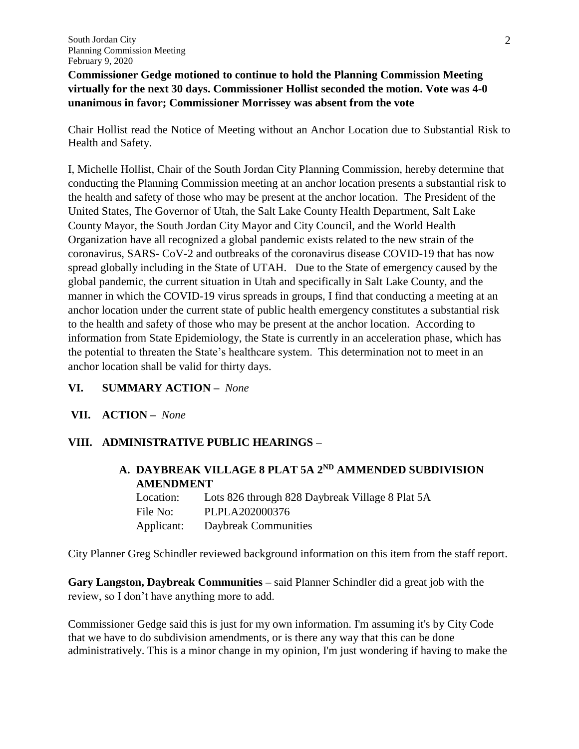**Commissioner Gedge motioned to continue to hold the Planning Commission Meeting virtually for the next 30 days. Commissioner Hollist seconded the motion. Vote was 4-0 unanimous in favor; Commissioner Morrissey was absent from the vote**

Chair Hollist read the Notice of Meeting without an Anchor Location due to Substantial Risk to Health and Safety.

I, Michelle Hollist, Chair of the South Jordan City Planning Commission, hereby determine that conducting the Planning Commission meeting at an anchor location presents a substantial risk to the health and safety of those who may be present at the anchor location. The President of the United States, The Governor of Utah, the Salt Lake County Health Department, Salt Lake County Mayor, the South Jordan City Mayor and City Council, and the World Health Organization have all recognized a global pandemic exists related to the new strain of the coronavirus, SARS- CoV-2 and outbreaks of the coronavirus disease COVID-19 that has now spread globally including in the State of UTAH. Due to the State of emergency caused by the global pandemic, the current situation in Utah and specifically in Salt Lake County, and the manner in which the COVID-19 virus spreads in groups, I find that conducting a meeting at an anchor location under the current state of public health emergency constitutes a substantial risk to the health and safety of those who may be present at the anchor location. According to information from State Epidemiology, the State is currently in an acceleration phase, which has the potential to threaten the State's healthcare system. This determination not to meet in an anchor location shall be valid for thirty days.

## VI. SUMMARY ACTION – *None*

## VII. ACTION – *None*

## VIII. ADMINISTRATIVE PUBLIC HEARINGS –

### A. DAYBREAK VILLAGE 8 PLAT 5A 2ND AMMENDED SUBDIVISION AMENDMENT

Location: Lots 826 through 828 Daybreak Village 8 Plat 5A
File No: PLPLA202000376
Applicant: Daybreak Communities

City Planner Greg Schindler reviewed background information on this item from the staff report.

**Gary Langston, Daybreak Communities –** said Planner Schindler did a great job with the review, so I don't have anything more to add.

Commissioner Gedge said this is just for my own information. I'm assuming it's by City Code that we have to do subdivision amendments, or is there any way that this can be done administratively. This is a minor change in my opinion, I'm just wondering if having to make the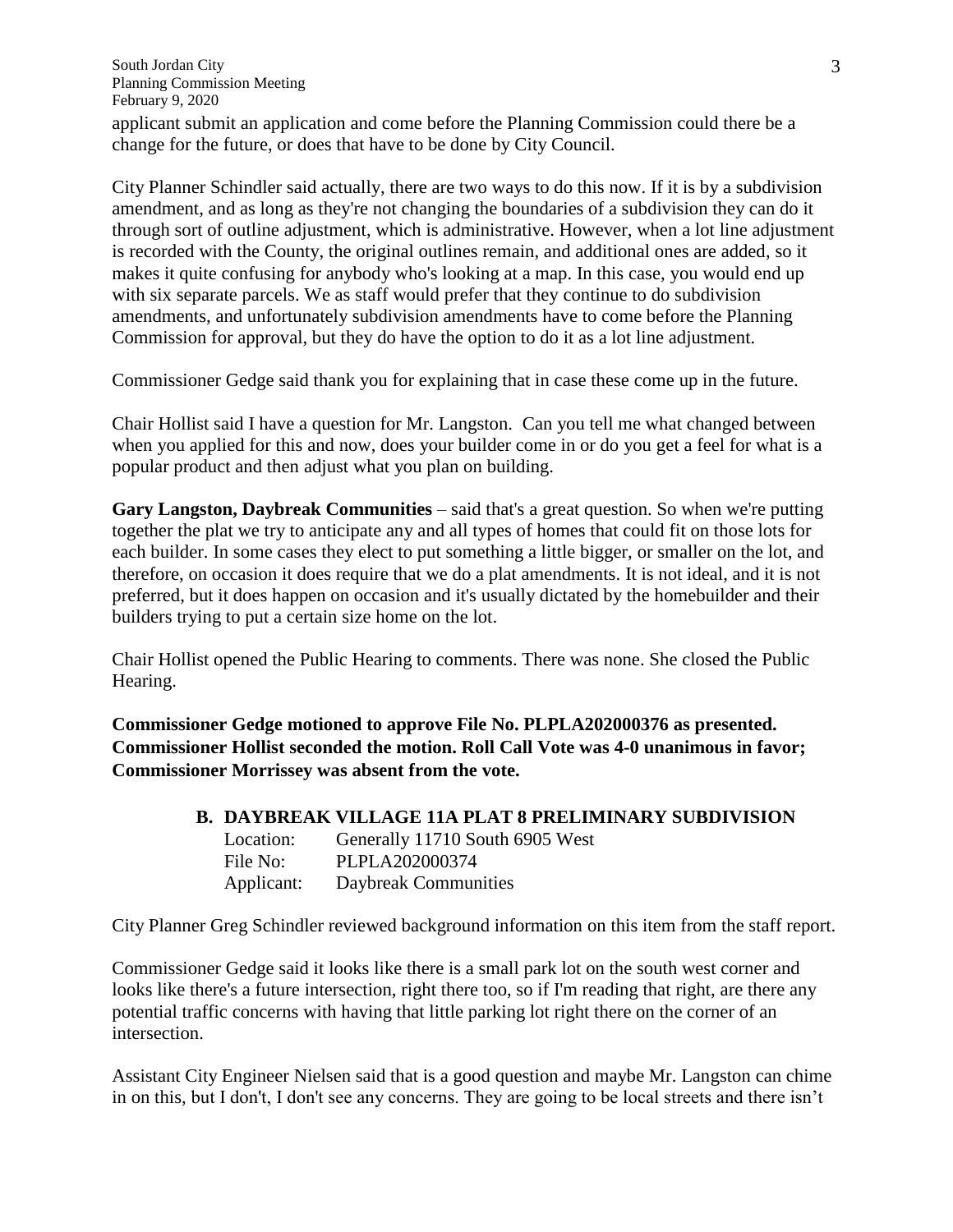applicant submit an application and come before the Planning Commission could there be a change for the future, or does that have to be done by City Council.

City Planner Schindler said actually, there are two ways to do this now. If it is by a subdivision amendment, and as long as they're not changing the boundaries of a subdivision they can do it through sort of outline adjustment, which is administrative. However, when a lot line adjustment is recorded with the County, the original outlines remain, and additional ones are added, so it makes it quite confusing for anybody who's looking at a map. In this case, you would end up with six separate parcels. We as staff would prefer that they continue to do subdivision amendments, and unfortunately subdivision amendments have to come before the Planning Commission for approval, but they do have the option to do it as a lot line adjustment.

Commissioner Gedge said thank you for explaining that in case these come up in the future.

Chair Hollist said I have a question for Mr. Langston. Can you tell me what changed between when you applied for this and now, does your builder come in or do you get a feel for what is a popular product and then adjust what you plan on building.

**Gary Langston, Daybreak Communities** – said that's a great question. So when we're putting together the plat we try to anticipate any and all types of homes that could fit on those lots for each builder. In some cases they elect to put something a little bigger, or smaller on the lot, and therefore, on occasion it does require that we do a plat amendments. It is not ideal, and it is not preferred, but it does happen on occasion and it's usually dictated by the homebuilder and their builders trying to put a certain size home on the lot.

Chair Hollist opened the Public Hearing to comments. There was none. She closed the Public Hearing.

**Commissioner Gedge motioned to approve File No. PLPLA202000376 as presented. Commissioner Hollist seconded the motion. Roll Call Vote was 4-0 unanimous in favor; Commissioner Morrissey was absent from the vote.**

**B. DAYBREAK VILLAGE 11A PLAT 8 PRELIMINARY SUBDIVISION**

Location: Generally 11710 South 6905 West
File No: PLPLA202000374
Applicant: Daybreak Communities

City Planner Greg Schindler reviewed background information on this item from the staff report.

Commissioner Gedge said it looks like there is a small park lot on the south west corner and looks like there's a future intersection, right there too, so if I'm reading that right, are there any potential traffic concerns with having that little parking lot right there on the corner of an intersection.

Assistant City Engineer Nielsen said that is a good question and maybe Mr. Langston can chime in on this, but I don't, I don't see any concerns. They are going to be local streets and there isn't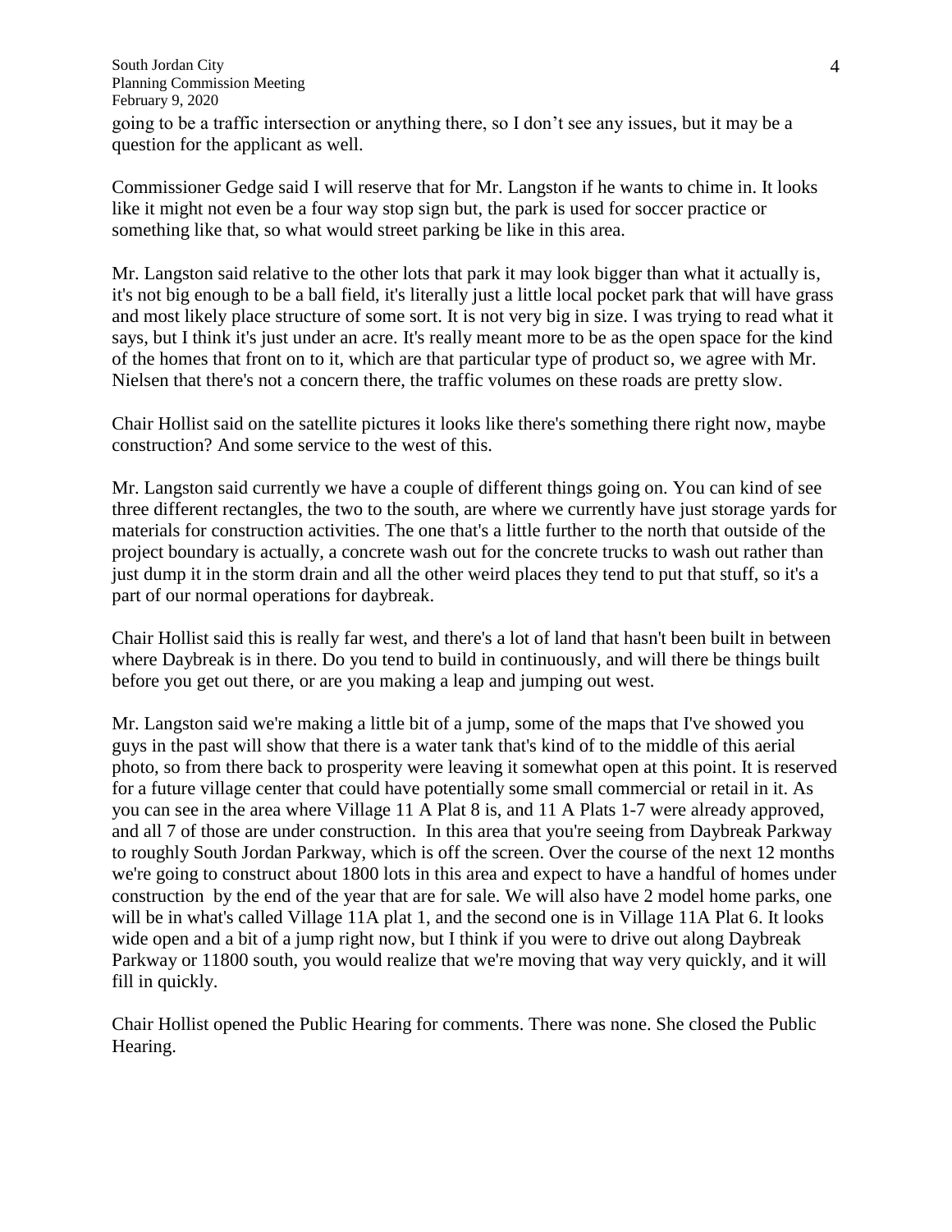going to be a traffic intersection or anything there, so I don't see any issues, but it may be a question for the applicant as well.

Commissioner Gedge said I will reserve that for Mr. Langston if he wants to chime in. It looks like it might not even be a four way stop sign but, the park is used for soccer practice or something like that, so what would street parking be like in this area.

Mr. Langston said relative to the other lots that park it may look bigger than what it actually is, it's not big enough to be a ball field, it's literally just a little local pocket park that will have grass and most likely place structure of some sort. It is not very big in size. I was trying to read what it says, but I think it's just under an acre. It's really meant more to be as the open space for the kind of the homes that front on to it, which are that particular type of product so, we agree with Mr. Nielsen that there's not a concern there, the traffic volumes on these roads are pretty slow.

Chair Hollist said on the satellite pictures it looks like there's something there right now, maybe construction? And some service to the west of this.

Mr. Langston said currently we have a couple of different things going on. You can kind of see three different rectangles, the two to the south, are where we currently have just storage yards for materials for construction activities. The one that's a little further to the north that outside of the project boundary is actually, a concrete wash out for the concrete trucks to wash out rather than just dump it in the storm drain and all the other weird places they tend to put that stuff, so it's a part of our normal operations for daybreak.

Chair Hollist said this is really far west, and there's a lot of land that hasn't been built in between where Daybreak is in there. Do you tend to build in continuously, and will there be things built before you get out there, or are you making a leap and jumping out west.

Mr. Langston said we're making a little bit of a jump, some of the maps that I've showed you guys in the past will show that there is a water tank that's kind of to the middle of this aerial photo, so from there back to prosperity were leaving it somewhat open at this point. It is reserved for a future village center that could have potentially some small commercial or retail in it. As you can see in the area where Village 11 A Plat 8 is, and 11 A Plats 1-7 were already approved, and all 7 of those are under construction. In this area that you're seeing from Daybreak Parkway to roughly South Jordan Parkway, which is off the screen. Over the course of the next 12 months we're going to construct about 1800 lots in this area and expect to have a handful of homes under construction by the end of the year that are for sale. We will also have 2 model home parks, one will be in what's called Village 11A plat 1, and the second one is in Village 11A Plat 6. It looks wide open and a bit of a jump right now, but I think if you were to drive out along Daybreak Parkway or 11800 south, you would realize that we're moving that way very quickly, and it will fill in quickly.

Chair Hollist opened the Public Hearing for comments. There was none. She closed the Public Hearing.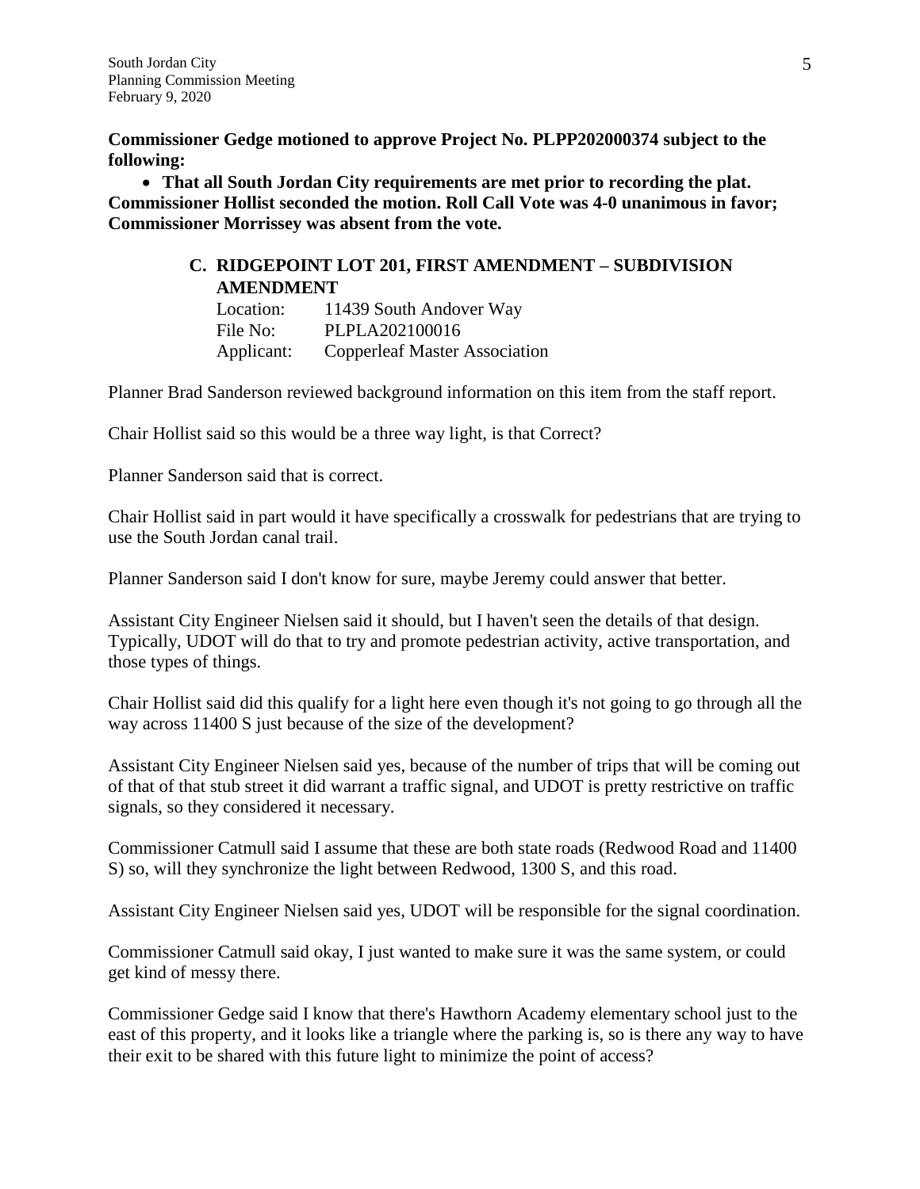**Commissioner Gedge motioned to approve Project No. PLPP202000374 subject to the following:**

- **That all South Jordan City requirements are met prior to recording the plat.**

**Commissioner Hollist seconded the motion. Roll Call Vote was 4-0 unanimous in favor; Commissioner Morrissey was absent from the vote.**

### C. RIDGEPOINT LOT 201, FIRST AMENDMENT – SUBDIVISION AMENDMENT

Location: 11439 South Andover Way
File No: PLPLA202100016
Applicant: Copperleaf Master Association

Planner Brad Sanderson reviewed background information on this item from the staff report.

Chair Hollist said so this would be a three way light, is that Correct?

Planner Sanderson said that is correct.

Chair Hollist said in part would it have specifically a crosswalk for pedestrians that are trying to use the South Jordan canal trail.

Planner Sanderson said I don't know for sure, maybe Jeremy could answer that better.

Assistant City Engineer Nielsen said it should, but I haven't seen the details of that design. Typically, UDOT will do that to try and promote pedestrian activity, active transportation, and those types of things.

Chair Hollist said did this qualify for a light here even though it's not going to go through all the way across 11400 S just because of the size of the development?

Assistant City Engineer Nielsen said yes, because of the number of trips that will be coming out of that of that stub street it did warrant a traffic signal, and UDOT is pretty restrictive on traffic signals, so they considered it necessary.

Commissioner Catmull said I assume that these are both state roads (Redwood Road and 11400 S) so, will they synchronize the light between Redwood, 1300 S, and this road.

Assistant City Engineer Nielsen said yes, UDOT will be responsible for the signal coordination.

Commissioner Catmull said okay, I just wanted to make sure it was the same system, or could get kind of messy there.

Commissioner Gedge said I know that there's Hawthorn Academy elementary school just to the east of this property, and it looks like a triangle where the parking is, so is there any way to have their exit to be shared with this future light to minimize the point of access?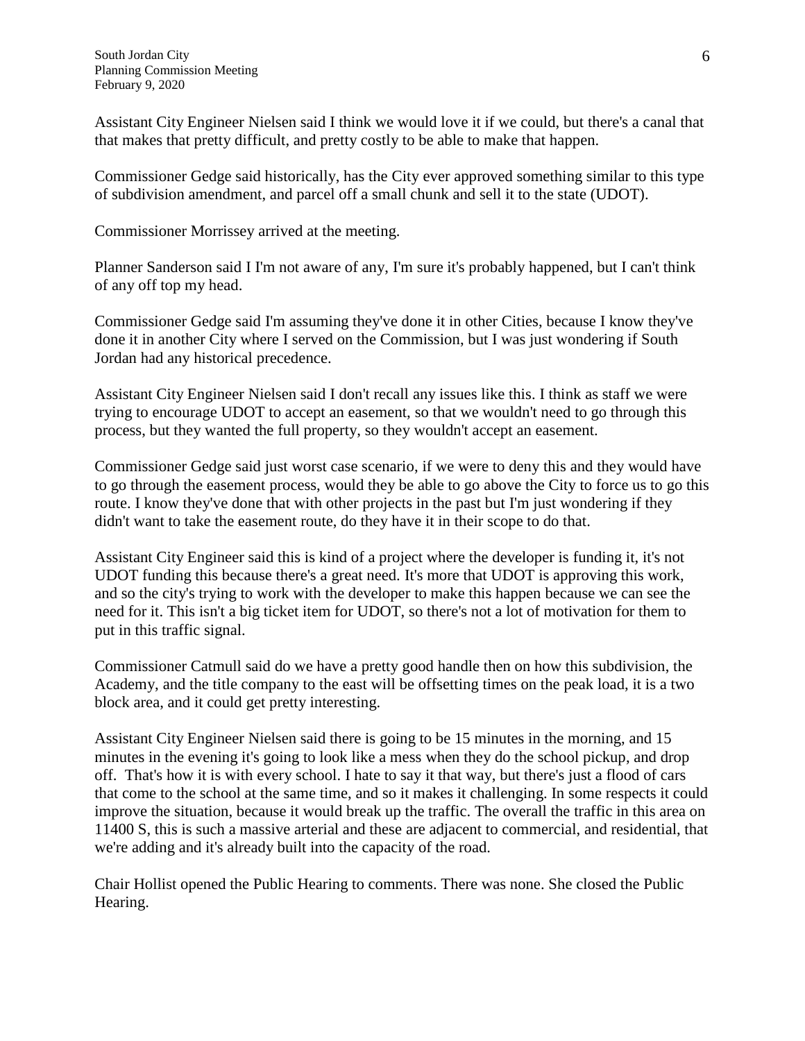Assistant City Engineer Nielsen said I think we would love it if we could, but there's a canal that that makes that pretty difficult, and pretty costly to be able to make that happen.

Commissioner Gedge said historically, has the City ever approved something similar to this type of subdivision amendment, and parcel off a small chunk and sell it to the state (UDOT).

Commissioner Morrissey arrived at the meeting.

Planner Sanderson said I I'm not aware of any, I'm sure it's probably happened, but I can't think of any off top my head.

Commissioner Gedge said I'm assuming they've done it in other Cities, because I know they've done it in another City where I served on the Commission, but I was just wondering if South Jordan had any historical precedence.

Assistant City Engineer Nielsen said I don't recall any issues like this. I think as staff we were trying to encourage UDOT to accept an easement, so that we wouldn't need to go through this process, but they wanted the full property, so they wouldn't accept an easement.

Commissioner Gedge said just worst case scenario, if we were to deny this and they would have to go through the easement process, would they be able to go above the City to force us to go this route. I know they've done that with other projects in the past but I'm just wondering if they didn't want to take the easement route, do they have it in their scope to do that.

Assistant City Engineer said this is kind of a project where the developer is funding it, it's not UDOT funding this because there's a great need. It's more that UDOT is approving this work, and so the city's trying to work with the developer to make this happen because we can see the need for it. This isn't a big ticket item for UDOT, so there's not a lot of motivation for them to put in this traffic signal.

Commissioner Catmull said do we have a pretty good handle then on how this subdivision, the Academy, and the title company to the east will be offsetting times on the peak load, it is a two block area, and it could get pretty interesting.

Assistant City Engineer Nielsen said there is going to be 15 minutes in the morning, and 15 minutes in the evening it's going to look like a mess when they do the school pickup, and drop off. That's how it is with every school. I hate to say it that way, but there's just a flood of cars that come to the school at the same time, and so it makes it challenging. In some respects it could improve the situation, because it would break up the traffic. The overall the traffic in this area on 11400 S, this is such a massive arterial and these are adjacent to commercial, and residential, that we're adding and it's already built into the capacity of the road.

Chair Hollist opened the Public Hearing to comments. There was none. She closed the Public Hearing.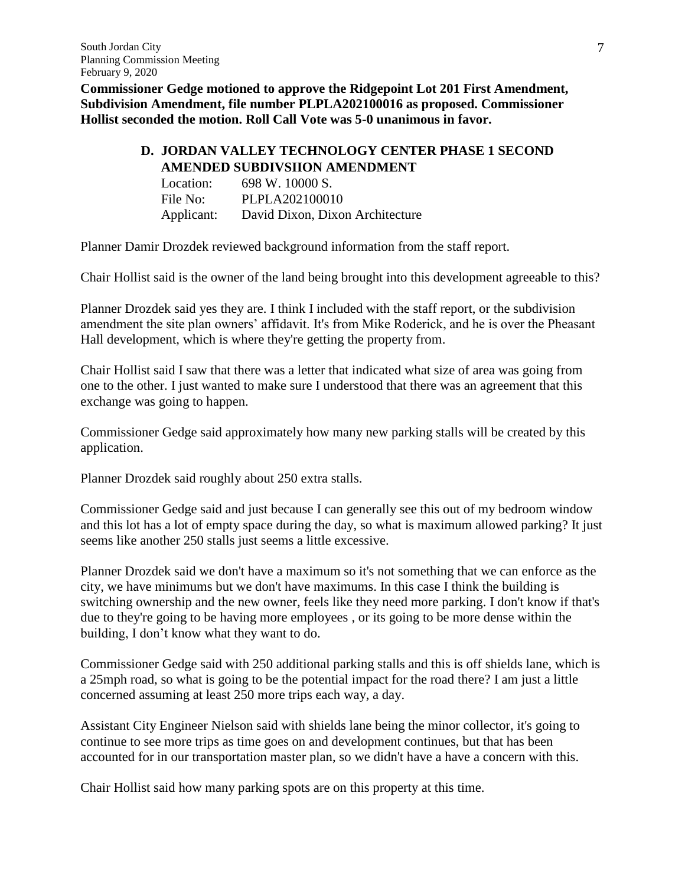**Commissioner Gedge motioned to approve the Ridgepoint Lot 201 First Amendment, Subdivision Amendment, file number PLPLA202100016 as proposed. Commissioner Hollist seconded the motion. Roll Call Vote was 5-0 unanimous in favor.**

### D. JORDAN VALLEY TECHNOLOGY CENTER PHASE 1 SECOND AMENDED SUBDIVSIION AMENDMENT

Location: 698 W. 10000 S.
File No: PLPLA202100010
Applicant: David Dixon, Dixon Architecture

Planner Damir Drozdek reviewed background information from the staff report.

Chair Hollist said is the owner of the land being brought into this development agreeable to this?

Planner Drozdek said yes they are. I think I included with the staff report, or the subdivision amendment the site plan owners' affidavit. It's from Mike Roderick, and he is over the Pheasant Hall development, which is where they're getting the property from.

Chair Hollist said I saw that there was a letter that indicated what size of area was going from one to the other. I just wanted to make sure I understood that there was an agreement that this exchange was going to happen.

Commissioner Gedge said approximately how many new parking stalls will be created by this application.

Planner Drozdek said roughly about 250 extra stalls.

Commissioner Gedge said and just because I can generally see this out of my bedroom window and this lot has a lot of empty space during the day, so what is maximum allowed parking? It just seems like another 250 stalls just seems a little excessive.

Planner Drozdek said we don't have a maximum so it's not something that we can enforce as the city, we have minimums but we don't have maximums. In this case I think the building is switching ownership and the new owner, feels like they need more parking. I don't know if that's due to they're going to be having more employees , or its going to be more dense within the building, I don't know what they want to do.

Commissioner Gedge said with 250 additional parking stalls and this is off shields lane, which is a 25mph road, so what is going to be the potential impact for the road there? I am just a little concerned assuming at least 250 more trips each way, a day.

Assistant City Engineer Nielson said with shields lane being the minor collector, it's going to continue to see more trips as time goes on and development continues, but that has been accounted for in our transportation master plan, so we didn't have a have a concern with this.

Chair Hollist said how many parking spots are on this property at this time.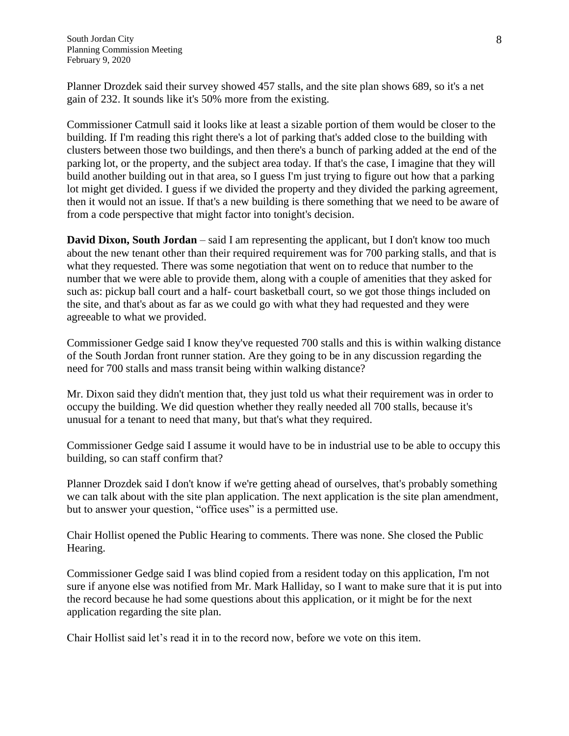Planner Drozdek said their survey showed 457 stalls, and the site plan shows 689, so it's a net gain of 232. It sounds like it's 50% more from the existing.

Commissioner Catmull said it looks like at least a sizable portion of them would be closer to the building. If I'm reading this right there's a lot of parking that's added close to the building with clusters between those two buildings, and then there's a bunch of parking added at the end of the parking lot, or the property, and the subject area today. If that's the case, I imagine that they will build another building out in that area, so I guess I'm just trying to figure out how that a parking lot might get divided. I guess if we divided the property and they divided the parking agreement, then it would not an issue. If that's a new building is there something that we need to be aware of from a code perspective that might factor into tonight's decision.

**David Dixon, South Jordan** – said I am representing the applicant, but I don't know too much about the new tenant other than their required requirement was for 700 parking stalls, and that is what they requested. There was some negotiation that went on to reduce that number to the number that we were able to provide them, along with a couple of amenities that they asked for such as: pickup ball court and a half- court basketball court, so we got those things included on the site, and that's about as far as we could go with what they had requested and they were agreeable to what we provided.

Commissioner Gedge said I know they've requested 700 stalls and this is within walking distance of the South Jordan front runner station. Are they going to be in any discussion regarding the need for 700 stalls and mass transit being within walking distance?

Mr. Dixon said they didn't mention that, they just told us what their requirement was in order to occupy the building. We did question whether they really needed all 700 stalls, because it's unusual for a tenant to need that many, but that's what they required.

Commissioner Gedge said I assume it would have to be in industrial use to be able to occupy this building, so can staff confirm that?

Planner Drozdek said I don't know if we're getting ahead of ourselves, that's probably something we can talk about with the site plan application. The next application is the site plan amendment, but to answer your question, "office uses" is a permitted use.

Chair Hollist opened the Public Hearing to comments. There was none. She closed the Public Hearing.

Commissioner Gedge said I was blind copied from a resident today on this application, I'm not sure if anyone else was notified from Mr. Mark Halliday, so I want to make sure that it is put into the record because he had some questions about this application, or it might be for the next application regarding the site plan.

Chair Hollist said let's read it in to the record now, before we vote on this item.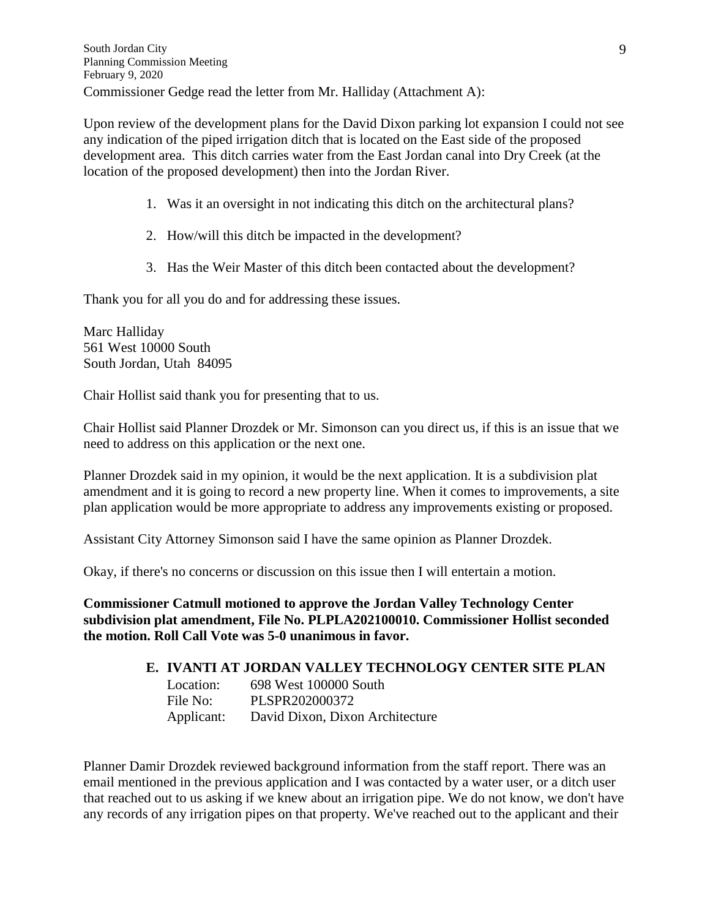Commissioner Gedge read the letter from Mr. Halliday (Attachment A):

Upon review of the development plans for the David Dixon parking lot expansion I could not see any indication of the piped irrigation ditch that is located on the East side of the proposed development area. This ditch carries water from the East Jordan canal into Dry Creek (at the location of the proposed development) then into the Jordan River.

1. Was it an oversight in not indicating this ditch on the architectural plans?
2. How/will this ditch be impacted in the development?
3. Has the Weir Master of this ditch been contacted about the development?

Thank you for all you do and for addressing these issues.

Marc Halliday
561 West 10000 South
South Jordan, Utah 84095

Chair Hollist said thank you for presenting that to us.

Chair Hollist said Planner Drozdek or Mr. Simonson can you direct us, if this is an issue that we need to address on this application or the next one.

Planner Drozdek said in my opinion, it would be the next application. It is a subdivision plat amendment and it is going to record a new property line. When it comes to improvements, a site plan application would be more appropriate to address any improvements existing or proposed.

Assistant City Attorney Simonson said I have the same opinion as Planner Drozdek.

Okay, if there's no concerns or discussion on this issue then I will entertain a motion.

**Commissioner Catmull motioned to approve the Jordan Valley Technology Center subdivision plat amendment, File No. PLPLA202100010. Commissioner Hollist seconded the motion. Roll Call Vote was 5-0 unanimous in favor.**

**E. IVANTI AT JORDAN VALLEY TECHNOLOGY CENTER SITE PLAN**

Location: 698 West 100000 South
File No: PLSPR202000372
Applicant: David Dixon, Dixon Architecture

Planner Damir Drozdek reviewed background information from the staff report. There was an email mentioned in the previous application and I was contacted by a water user, or a ditch user that reached out to us asking if we knew about an irrigation pipe. We do not know, we don't have any records of any irrigation pipes on that property. We've reached out to the applicant and their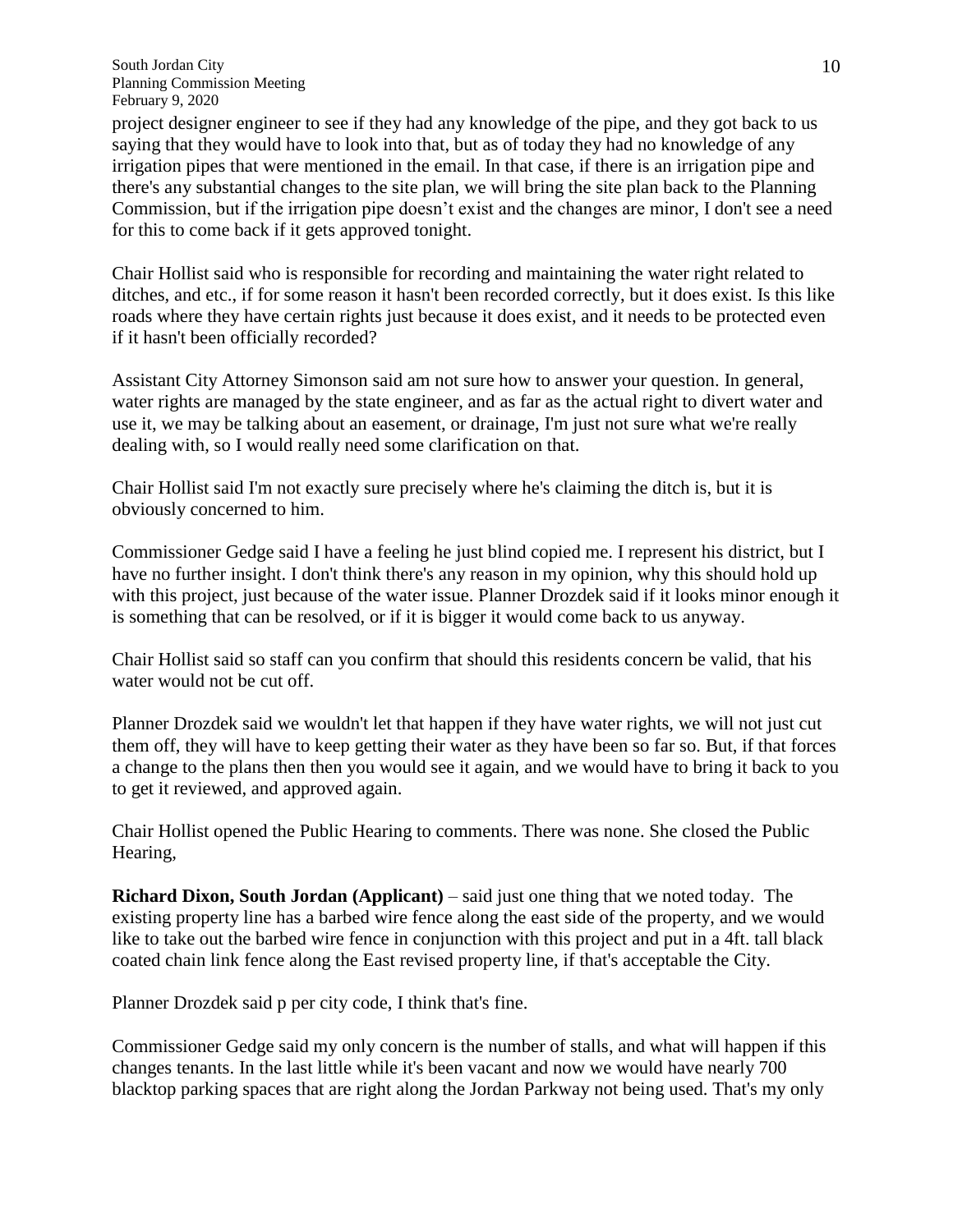project designer engineer to see if they had any knowledge of the pipe, and they got back to us saying that they would have to look into that, but as of today they had no knowledge of any irrigation pipes that were mentioned in the email. In that case, if there is an irrigation pipe and there's any substantial changes to the site plan, we will bring the site plan back to the Planning Commission, but if the irrigation pipe doesn't exist and the changes are minor, I don't see a need for this to come back if it gets approved tonight.

Chair Hollist said who is responsible for recording and maintaining the water right related to ditches, and etc., if for some reason it hasn't been recorded correctly, but it does exist. Is this like roads where they have certain rights just because it does exist, and it needs to be protected even if it hasn't been officially recorded?

Assistant City Attorney Simonson said am not sure how to answer your question. In general, water rights are managed by the state engineer, and as far as the actual right to divert water and use it, we may be talking about an easement, or drainage, I'm just not sure what we're really dealing with, so I would really need some clarification on that.

Chair Hollist said I'm not exactly sure precisely where he's claiming the ditch is, but it is obviously concerned to him.

Commissioner Gedge said I have a feeling he just blind copied me. I represent his district, but I have no further insight. I don't think there's any reason in my opinion, why this should hold up with this project, just because of the water issue. Planner Drozdek said if it looks minor enough it is something that can be resolved, or if it is bigger it would come back to us anyway.

Chair Hollist said so staff can you confirm that should this residents concern be valid, that his water would not be cut off.

Planner Drozdek said we wouldn't let that happen if they have water rights, we will not just cut them off, they will have to keep getting their water as they have been so far so. But, if that forces a change to the plans then then you would see it again, and we would have to bring it back to you to get it reviewed, and approved again.

Chair Hollist opened the Public Hearing to comments. There was none. She closed the Public Hearing,

**Richard Dixon, South Jordan (Applicant)** – said just one thing that we noted today. The existing property line has a barbed wire fence along the east side of the property, and we would like to take out the barbed wire fence in conjunction with this project and put in a 4ft. tall black coated chain link fence along the East revised property line, if that's acceptable the City.

Planner Drozdek said p per city code, I think that's fine.

Commissioner Gedge said my only concern is the number of stalls, and what will happen if this changes tenants. In the last little while it's been vacant and now we would have nearly 700 blacktop parking spaces that are right along the Jordan Parkway not being used. That's my only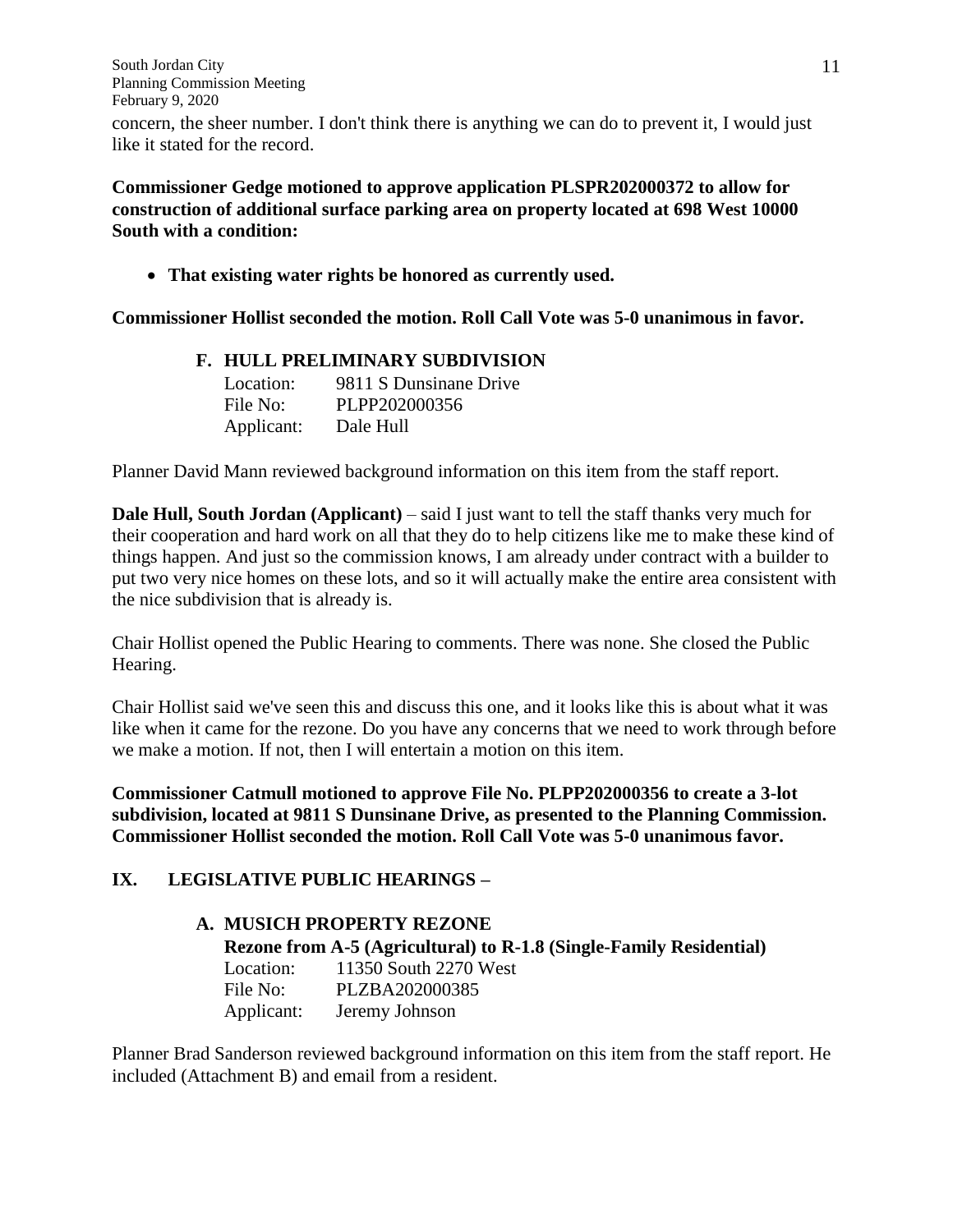concern, the sheer number. I don't think there is anything we can do to prevent it, I would just like it stated for the record.

**Commissioner Gedge motioned to approve application PLSPR202000372 to allow for construction of additional surface parking area on property located at 698 West 10000 South with a condition:**

- **That existing water rights be honored as currently used.**

**Commissioner Hollist seconded the motion. Roll Call Vote was 5-0 unanimous in favor.**

**F. HULL PRELIMINARY SUBDIVISION**

Location: 9811 S Dunsinane Drive
File No: PLPP202000356
Applicant: Dale Hull

Planner David Mann reviewed background information on this item from the staff report.

**Dale Hull, South Jordan (Applicant)** – said I just want to tell the staff thanks very much for their cooperation and hard work on all that they do to help citizens like me to make these kind of things happen. And just so the commission knows, I am already under contract with a builder to put two very nice homes on these lots, and so it will actually make the entire area consistent with the nice subdivision that is already is.

Chair Hollist opened the Public Hearing to comments. There was none. She closed the Public Hearing.

Chair Hollist said we've seen this and discuss this one, and it looks like this is about what it was like when it came for the rezone. Do you have any concerns that we need to work through before we make a motion. If not, then I will entertain a motion on this item.

**Commissioner Catmull motioned to approve File No. PLPP202000356 to create a 3-lot subdivision, located at 9811 S Dunsinane Drive, as presented to the Planning Commission. Commissioner Hollist seconded the motion. Roll Call Vote was 5-0 unanimous favor.**

**IX. LEGISLATIVE PUBLIC HEARINGS –**

**A. MUSICH PROPERTY REZONE**
**Rezone from A-5 (Agricultural) to R-1.8 (Single-Family Residential)**

Location: 11350 South 2270 West
File No: PLZBA202000385
Applicant: Jeremy Johnson

Planner Brad Sanderson reviewed background information on this item from the staff report. He included (Attachment B) and email from a resident.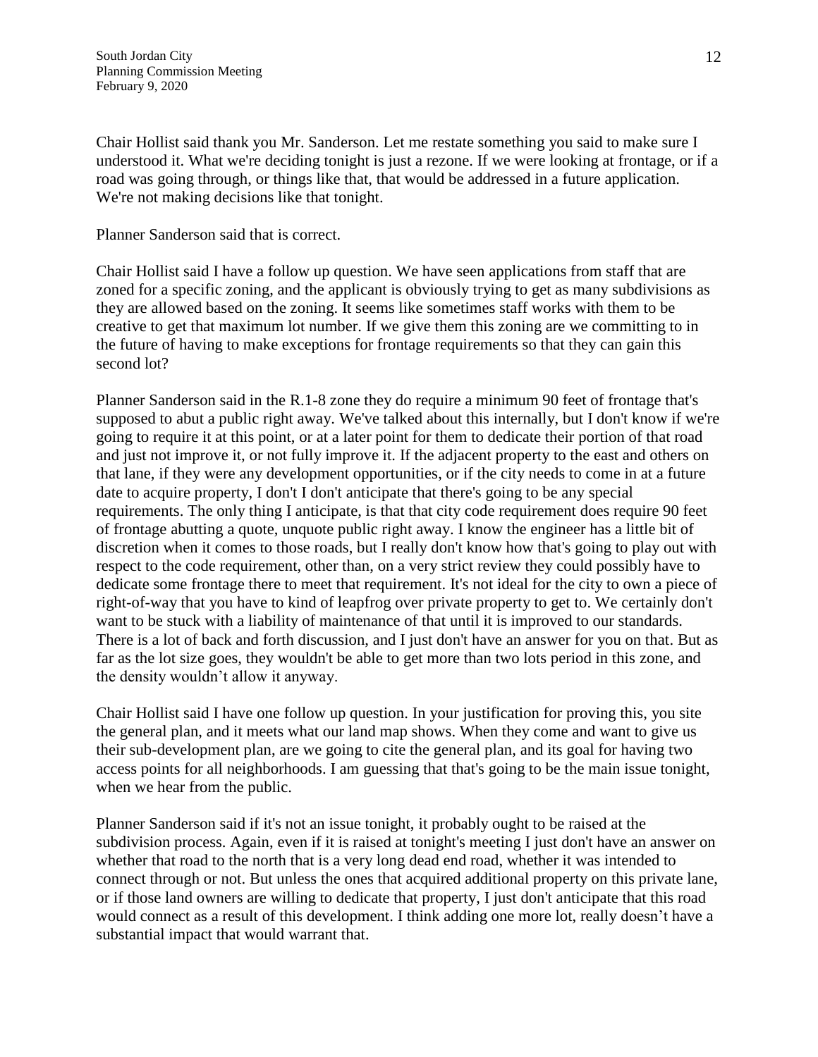Chair Hollist said thank you Mr. Sanderson. Let me restate something you said to make sure I understood it. What we're deciding tonight is just a rezone. If we were looking at frontage, or if a road was going through, or things like that, that would be addressed in a future application. We're not making decisions like that tonight.

Planner Sanderson said that is correct.

Chair Hollist said I have a follow up question. We have seen applications from staff that are zoned for a specific zoning, and the applicant is obviously trying to get as many subdivisions as they are allowed based on the zoning. It seems like sometimes staff works with them to be creative to get that maximum lot number. If we give them this zoning are we committing to in the future of having to make exceptions for frontage requirements so that they can gain this second lot?

Planner Sanderson said in the R.1-8 zone they do require a minimum 90 feet of frontage that's supposed to abut a public right away. We've talked about this internally, but I don't know if we're going to require it at this point, or at a later point for them to dedicate their portion of that road and just not improve it, or not fully improve it. If the adjacent property to the east and others on that lane, if they were any development opportunities, or if the city needs to come in at a future date to acquire property, I don't I don't anticipate that there's going to be any special requirements. The only thing I anticipate, is that that city code requirement does require 90 feet of frontage abutting a quote, unquote public right away. I know the engineer has a little bit of discretion when it comes to those roads, but I really don't know how that's going to play out with respect to the code requirement, other than, on a very strict review they could possibly have to dedicate some frontage there to meet that requirement. It's not ideal for the city to own a piece of right-of-way that you have to kind of leapfrog over private property to get to. We certainly don't want to be stuck with a liability of maintenance of that until it is improved to our standards. There is a lot of back and forth discussion, and I just don't have an answer for you on that. But as far as the lot size goes, they wouldn't be able to get more than two lots period in this zone, and the density wouldn't allow it anyway.

Chair Hollist said I have one follow up question. In your justification for proving this, you site the general plan, and it meets what our land map shows. When they come and want to give us their sub-development plan, are we going to cite the general plan, and its goal for having two access points for all neighborhoods. I am guessing that that's going to be the main issue tonight, when we hear from the public.

Planner Sanderson said if it's not an issue tonight, it probably ought to be raised at the subdivision process. Again, even if it is raised at tonight's meeting I just don't have an answer on whether that road to the north that is a very long dead end road, whether it was intended to connect through or not. But unless the ones that acquired additional property on this private lane, or if those land owners are willing to dedicate that property, I just don't anticipate that this road would connect as a result of this development. I think adding one more lot, really doesn't have a substantial impact that would warrant that.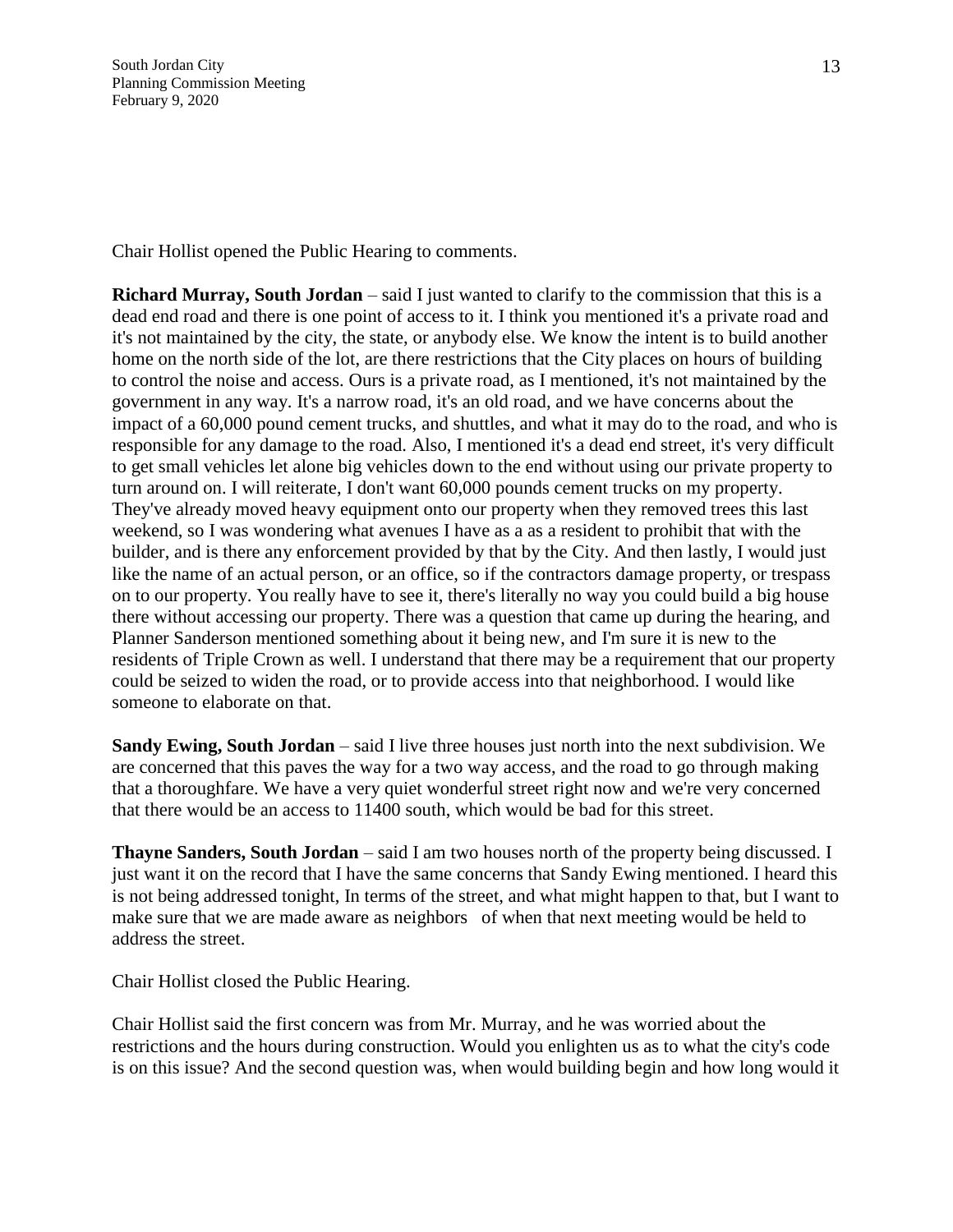Chair Hollist opened the Public Hearing to comments.

**Richard Murray, South Jordan** – said I just wanted to clarify to the commission that this is a dead end road and there is one point of access to it. I think you mentioned it's a private road and it's not maintained by the city, the state, or anybody else. We know the intent is to build another home on the north side of the lot, are there restrictions that the City places on hours of building to control the noise and access. Ours is a private road, as I mentioned, it's not maintained by the government in any way. It's a narrow road, it's an old road, and we have concerns about the impact of a 60,000 pound cement trucks, and shuttles, and what it may do to the road, and who is responsible for any damage to the road. Also, I mentioned it's a dead end street, it's very difficult to get small vehicles let alone big vehicles down to the end without using our private property to turn around on. I will reiterate, I don't want 60,000 pounds cement trucks on my property. They've already moved heavy equipment onto our property when they removed trees this last weekend, so I was wondering what avenues I have as a as a resident to prohibit that with the builder, and is there any enforcement provided by that by the City. And then lastly, I would just like the name of an actual person, or an office, so if the contractors damage property, or trespass on to our property. You really have to see it, there's literally no way you could build a big house there without accessing our property. There was a question that came up during the hearing, and Planner Sanderson mentioned something about it being new, and I'm sure it is new to the residents of Triple Crown as well. I understand that there may be a requirement that our property could be seized to widen the road, or to provide access into that neighborhood. I would like someone to elaborate on that.

**Sandy Ewing, South Jordan** – said I live three houses just north into the next subdivision. We are concerned that this paves the way for a two way access, and the road to go through making that a thoroughfare. We have a very quiet wonderful street right now and we're very concerned that there would be an access to 11400 south, which would be bad for this street.

**Thayne Sanders, South Jordan** – said I am two houses north of the property being discussed. I just want it on the record that I have the same concerns that Sandy Ewing mentioned. I heard this is not being addressed tonight, In terms of the street, and what might happen to that, but I want to make sure that we are made aware as neighbors of when that next meeting would be held to address the street.

Chair Hollist closed the Public Hearing.

Chair Hollist said the first concern was from Mr. Murray, and he was worried about the restrictions and the hours during construction. Would you enlighten us as to what the city's code is on this issue? And the second question was, when would building begin and how long would it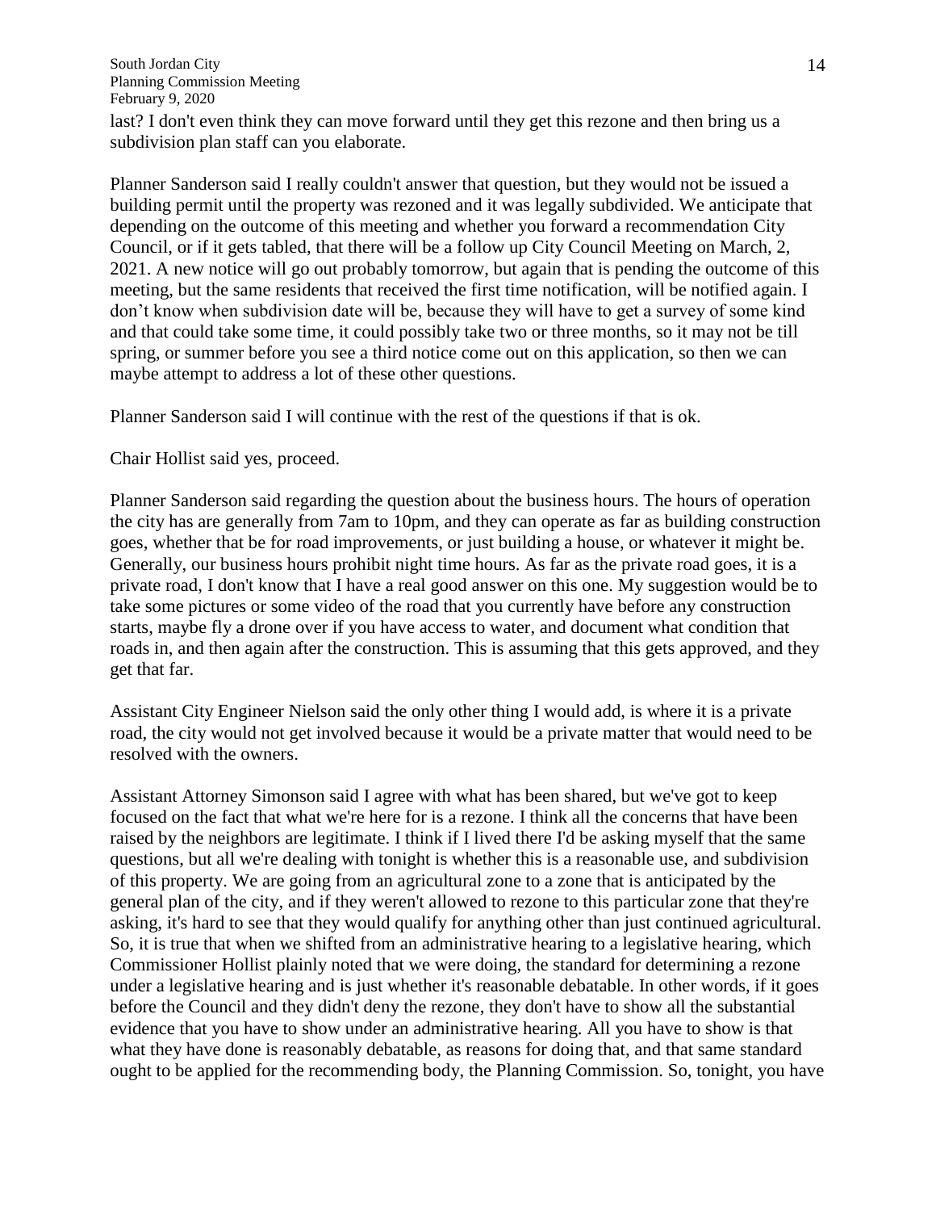last? I don't even think they can move forward until they get this rezone and then bring us a subdivision plan staff can you elaborate.

Planner Sanderson said I really couldn't answer that question, but they would not be issued a building permit until the property was rezoned and it was legally subdivided. We anticipate that depending on the outcome of this meeting and whether you forward a recommendation City Council, or if it gets tabled, that there will be a follow up City Council Meeting on March, 2, 2021. A new notice will go out probably tomorrow, but again that is pending the outcome of this meeting, but the same residents that received the first time notification, will be notified again. I don't know when subdivision date will be, because they will have to get a survey of some kind and that could take some time, it could possibly take two or three months, so it may not be till spring, or summer before you see a third notice come out on this application, so then we can maybe attempt to address a lot of these other questions.

Planner Sanderson said I will continue with the rest of the questions if that is ok.

Chair Hollist said yes, proceed.

Planner Sanderson said regarding the question about the business hours. The hours of operation the city has are generally from 7am to 10pm, and they can operate as far as building construction goes, whether that be for road improvements, or just building a house, or whatever it might be. Generally, our business hours prohibit night time hours. As far as the private road goes, it is a private road, I don't know that I have a real good answer on this one. My suggestion would be to take some pictures or some video of the road that you currently have before any construction starts, maybe fly a drone over if you have access to water, and document what condition that roads in, and then again after the construction. This is assuming that this gets approved, and they get that far.

Assistant City Engineer Nielson said the only other thing I would add, is where it is a private road, the city would not get involved because it would be a private matter that would need to be resolved with the owners.

Assistant Attorney Simonson said I agree with what has been shared, but we've got to keep focused on the fact that what we're here for is a rezone. I think all the concerns that have been raised by the neighbors are legitimate. I think if I lived there I'd be asking myself that the same questions, but all we're dealing with tonight is whether this is a reasonable use, and subdivision of this property. We are going from an agricultural zone to a zone that is anticipated by the general plan of the city, and if they weren't allowed to rezone to this particular zone that they're asking, it's hard to see that they would qualify for anything other than just continued agricultural. So, it is true that when we shifted from an administrative hearing to a legislative hearing, which Commissioner Hollist plainly noted that we were doing, the standard for determining a rezone under a legislative hearing and is just whether it's reasonable debatable. In other words, if it goes before the Council and they didn't deny the rezone, they don't have to show all the substantial evidence that you have to show under an administrative hearing. All you have to show is that what they have done is reasonably debatable, as reasons for doing that, and that same standard ought to be applied for the recommending body, the Planning Commission. So, tonight, you have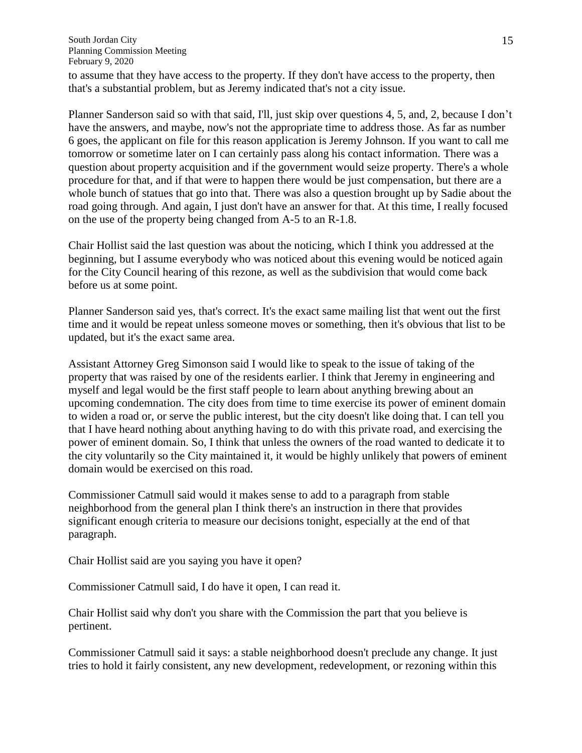to assume that they have access to the property. If they don't have access to the property, then that's a substantial problem, but as Jeremy indicated that's not a city issue.

Planner Sanderson said so with that said, I'll, just skip over questions 4, 5, and, 2, because I don't have the answers, and maybe, now's not the appropriate time to address those. As far as number 6 goes, the applicant on file for this reason application is Jeremy Johnson. If you want to call me tomorrow or sometime later on I can certainly pass along his contact information. There was a question about property acquisition and if the government would seize property. There's a whole procedure for that, and if that were to happen there would be just compensation, but there are a whole bunch of statues that go into that. There was also a question brought up by Sadie about the road going through. And again, I just don't have an answer for that. At this time, I really focused on the use of the property being changed from A-5 to an R-1.8.

Chair Hollist said the last question was about the noticing, which I think you addressed at the beginning, but I assume everybody who was noticed about this evening would be noticed again for the City Council hearing of this rezone, as well as the subdivision that would come back before us at some point.

Planner Sanderson said yes, that's correct. It's the exact same mailing list that went out the first time and it would be repeat unless someone moves or something, then it's obvious that list to be updated, but it's the exact same area.

Assistant Attorney Greg Simonson said I would like to speak to the issue of taking of the property that was raised by one of the residents earlier. I think that Jeremy in engineering and myself and legal would be the first staff people to learn about anything brewing about an upcoming condemnation. The city does from time to time exercise its power of eminent domain to widen a road or, or serve the public interest, but the city doesn't like doing that. I can tell you that I have heard nothing about anything having to do with this private road, and exercising the power of eminent domain. So, I think that unless the owners of the road wanted to dedicate it to the city voluntarily so the City maintained it, it would be highly unlikely that powers of eminent domain would be exercised on this road.

Commissioner Catmull said would it makes sense to add to a paragraph from stable neighborhood from the general plan I think there's an instruction in there that provides significant enough criteria to measure our decisions tonight, especially at the end of that paragraph.

Chair Hollist said are you saying you have it open?

Commissioner Catmull said, I do have it open, I can read it.

Chair Hollist said why don't you share with the Commission the part that you believe is pertinent.

Commissioner Catmull said it says: a stable neighborhood doesn't preclude any change. It just tries to hold it fairly consistent, any new development, redevelopment, or rezoning within this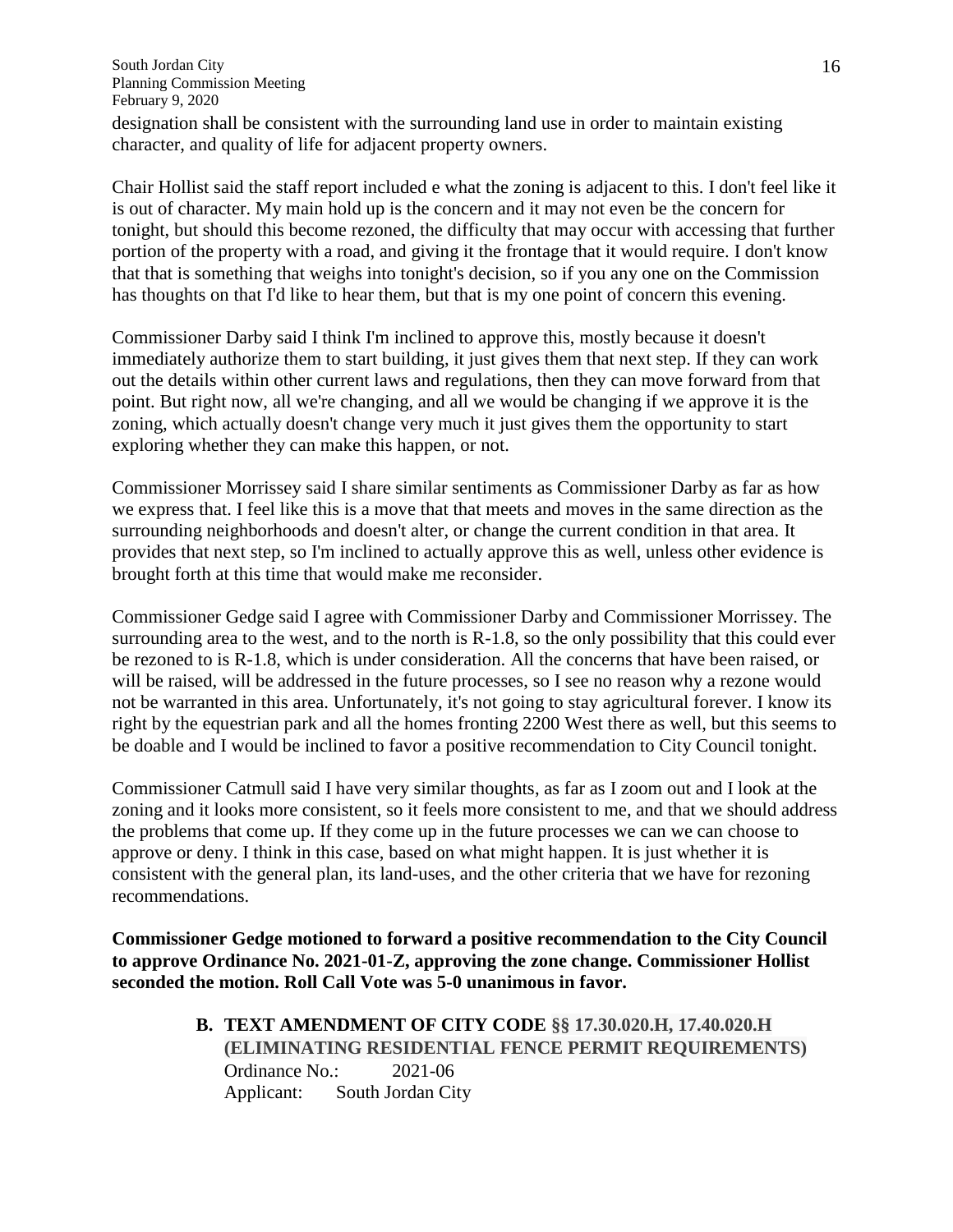designation shall be consistent with the surrounding land use in order to maintain existing character, and quality of life for adjacent property owners.

Chair Hollist said the staff report included e what the zoning is adjacent to this. I don't feel like it is out of character. My main hold up is the concern and it may not even be the concern for tonight, but should this become rezoned, the difficulty that may occur with accessing that further portion of the property with a road, and giving it the frontage that it would require. I don't know that that is something that weighs into tonight's decision, so if you any one on the Commission has thoughts on that I'd like to hear them, but that is my one point of concern this evening.

Commissioner Darby said I think I'm inclined to approve this, mostly because it doesn't immediately authorize them to start building, it just gives them that next step. If they can work out the details within other current laws and regulations, then they can move forward from that point. But right now, all we're changing, and all we would be changing if we approve it is the zoning, which actually doesn't change very much it just gives them the opportunity to start exploring whether they can make this happen, or not.

Commissioner Morrissey said I share similar sentiments as Commissioner Darby as far as how we express that. I feel like this is a move that that meets and moves in the same direction as the surrounding neighborhoods and doesn't alter, or change the current condition in that area. It provides that next step, so I'm inclined to actually approve this as well, unless other evidence is brought forth at this time that would make me reconsider.

Commissioner Gedge said I agree with Commissioner Darby and Commissioner Morrissey. The surrounding area to the west, and to the north is R-1.8, so the only possibility that this could ever be rezoned to is R-1.8, which is under consideration. All the concerns that have been raised, or will be raised, will be addressed in the future processes, so I see no reason why a rezone would not be warranted in this area. Unfortunately, it's not going to stay agricultural forever. I know its right by the equestrian park and all the homes fronting 2200 West there as well, but this seems to be doable and I would be inclined to favor a positive recommendation to City Council tonight.

Commissioner Catmull said I have very similar thoughts, as far as I zoom out and I look at the zoning and it looks more consistent, so it feels more consistent to me, and that we should address the problems that come up. If they come up in the future processes we can we can choose to approve or deny. I think in this case, based on what might happen. It is just whether it is consistent with the general plan, its land-uses, and the other criteria that we have for rezoning recommendations.

**Commissioner Gedge motioned to forward a positive recommendation to the City Council to approve Ordinance No. 2021-01-Z, approving the zone change. Commissioner Hollist seconded the motion. Roll Call Vote was 5-0 unanimous in favor.**

**B. TEXT AMENDMENT OF CITY CODE §§ 17.30.020.H, 17.40.020.H (ELIMINATING RESIDENTIAL FENCE PERMIT REQUIREMENTS)**
Ordinance No.: 2021-06
Applicant: South Jordan City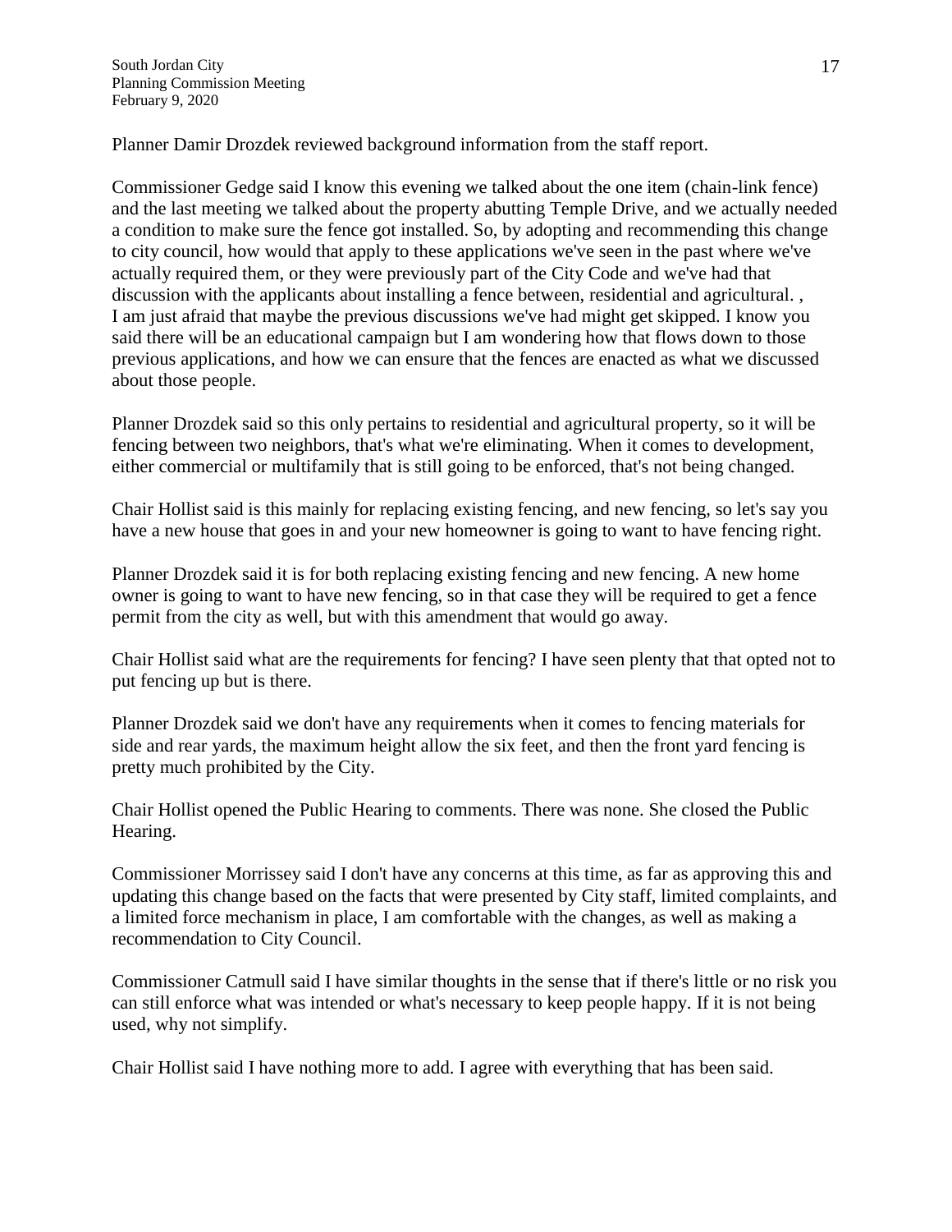Planner Damir Drozdek reviewed background information from the staff report.

Commissioner Gedge said I know this evening we talked about the one item (chain-link fence) and the last meeting we talked about the property abutting Temple Drive, and we actually needed a condition to make sure the fence got installed. So, by adopting and recommending this change to city council, how would that apply to these applications we've seen in the past where we've actually required them, or they were previously part of the City Code and we've had that discussion with the applicants about installing a fence between, residential and agricultural. , I am just afraid that maybe the previous discussions we've had might get skipped. I know you said there will be an educational campaign but I am wondering how that flows down to those previous applications, and how we can ensure that the fences are enacted as what we discussed about those people.

Planner Drozdek said so this only pertains to residential and agricultural property, so it will be fencing between two neighbors, that's what we're eliminating. When it comes to development, either commercial or multifamily that is still going to be enforced, that's not being changed.

Chair Hollist said is this mainly for replacing existing fencing, and new fencing, so let's say you have a new house that goes in and your new homeowner is going to want to have fencing right.

Planner Drozdek said it is for both replacing existing fencing and new fencing. A new home owner is going to want to have new fencing, so in that case they will be required to get a fence permit from the city as well, but with this amendment that would go away.

Chair Hollist said what are the requirements for fencing? I have seen plenty that that opted not to put fencing up but is there.

Planner Drozdek said we don't have any requirements when it comes to fencing materials for side and rear yards, the maximum height allow the six feet, and then the front yard fencing is pretty much prohibited by the City.

Chair Hollist opened the Public Hearing to comments. There was none. She closed the Public Hearing.

Commissioner Morrissey said I don't have any concerns at this time, as far as approving this and updating this change based on the facts that were presented by City staff, limited complaints, and a limited force mechanism in place, I am comfortable with the changes, as well as making a recommendation to City Council.

Commissioner Catmull said I have similar thoughts in the sense that if there's little or no risk you can still enforce what was intended or what's necessary to keep people happy. If it is not being used, why not simplify.

Chair Hollist said I have nothing more to add. I agree with everything that has been said.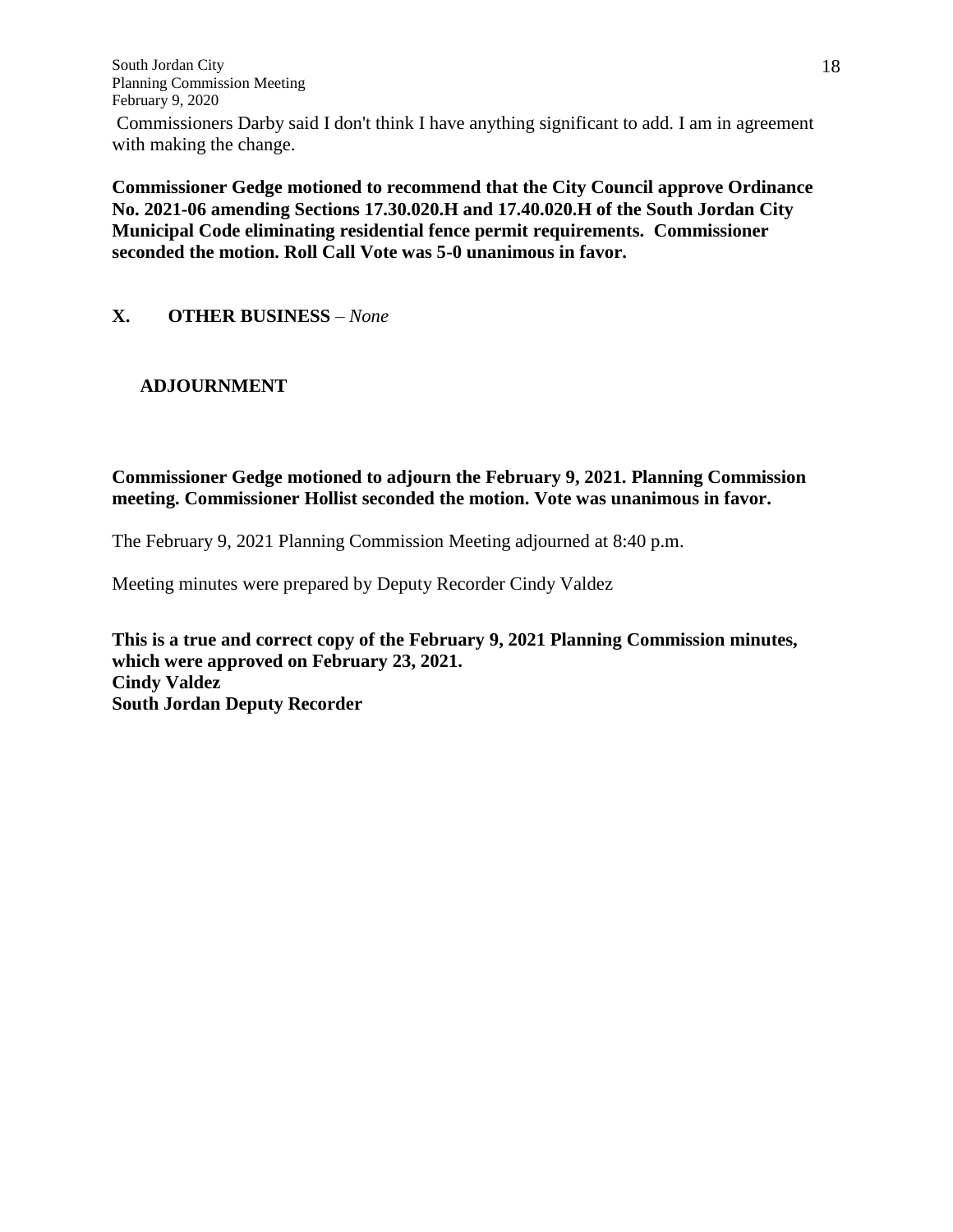Commissioners Darby said I don't think I have anything significant to add. I am in agreement with making the change.

**Commissioner Gedge motioned to recommend that the City Council approve Ordinance No. 2021-06 amending Sections 17.30.020.H and 17.40.020.H of the South Jordan City Municipal Code eliminating residential fence permit requirements. Commissioner seconded the motion. Roll Call Vote was 5-0 unanimous in favor.**

## X. OTHER BUSINESS – *None*

## ADJOURNMENT

**Commissioner Gedge motioned to adjourn the February 9, 2021. Planning Commission meeting. Commissioner Hollist seconded the motion. Vote was unanimous in favor.**

The February 9, 2021 Planning Commission Meeting adjourned at 8:40 p.m.

Meeting minutes were prepared by Deputy Recorder Cindy Valdez

**This is a true and correct copy of the February 9, 2021 Planning Commission minutes, which were approved on February 23, 2021.**
**Cindy Valdez**
**South Jordan Deputy Recorder**